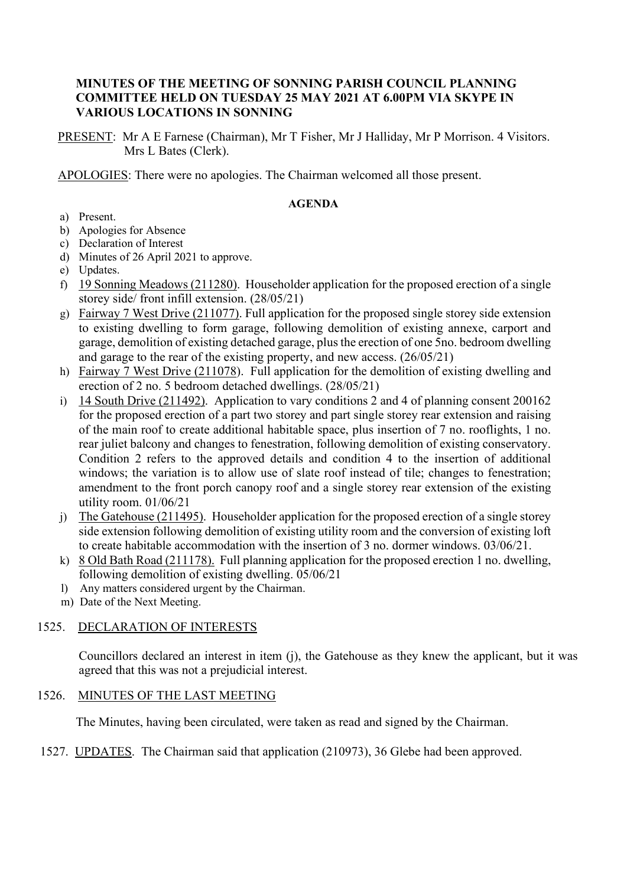**MINUTES OF THE MEETING OF SONNING PARISH COUNCIL PLANNING COMMITTEE HELD ON TUESDAY 25 MAY 2021 AT 6.00PM VIA SKYPE IN VARIOUS LOCATIONS IN SONNING**

PRESENT: Mr A E Farnese (Chairman), Mr T Fisher, Mr J Halliday, Mr P Morrison. 4 Visitors. Mrs L Bates (Clerk).

APOLOGIES: There were no apologies. The Chairman welcomed all those present.

**AGENDA**

a) Present.
b) Apologies for Absence
c) Declaration of Interest
d) Minutes of 26 April 2021 to approve.
e) Updates.
f) 19 Sonning Meadows (211280). Householder application for the proposed erection of a single storey side/ front infill extension. (28/05/21)
g) Fairway 7 West Drive (211077). Full application for the proposed single storey side extension to existing dwelling to form garage, following demolition of existing annexe, carport and garage, demolition of existing detached garage, plus the erection of one 5no. bedroom dwelling and garage to the rear of the existing property, and new access. (26/05/21)
h) Fairway 7 West Drive (211078). Full application for the demolition of existing dwelling and erection of 2 no. 5 bedroom detached dwellings. (28/05/21)
i) 14 South Drive (211492). Application to vary conditions 2 and 4 of planning consent 200162 for the proposed erection of a part two storey and part single storey rear extension and raising of the main roof to create additional habitable space, plus insertion of 7 no. rooflights, 1 no. rear juliet balcony and changes to fenestration, following demolition of existing conservatory. Condition 2 refers to the approved details and condition 4 to the insertion of additional windows; the variation is to allow use of slate roof instead of tile; changes to fenestration; amendment to the front porch canopy roof and a single storey rear extension of the existing utility room. 01/06/21
j) The Gatehouse (211495). Householder application for the proposed erection of a single storey side extension following demolition of existing utility room and the conversion of existing loft to create habitable accommodation with the insertion of 3 no. dormer windows. 03/06/21.
k) 8 Old Bath Road (211178). Full planning application for the proposed erection 1 no. dwelling, following demolition of existing dwelling. 05/06/21
l) Any matters considered urgent by the Chairman.
m) Date of the Next Meeting.

1525. DECLARATION OF INTERESTS

Councillors declared an interest in item (j), the Gatehouse as they knew the applicant, but it was agreed that this was not a prejudicial interest.

1526. MINUTES OF THE LAST MEETING

The Minutes, having been circulated, were taken as read and signed by the Chairman.

1527. UPDATES. The Chairman said that application (210973), 36 Glebe had been approved.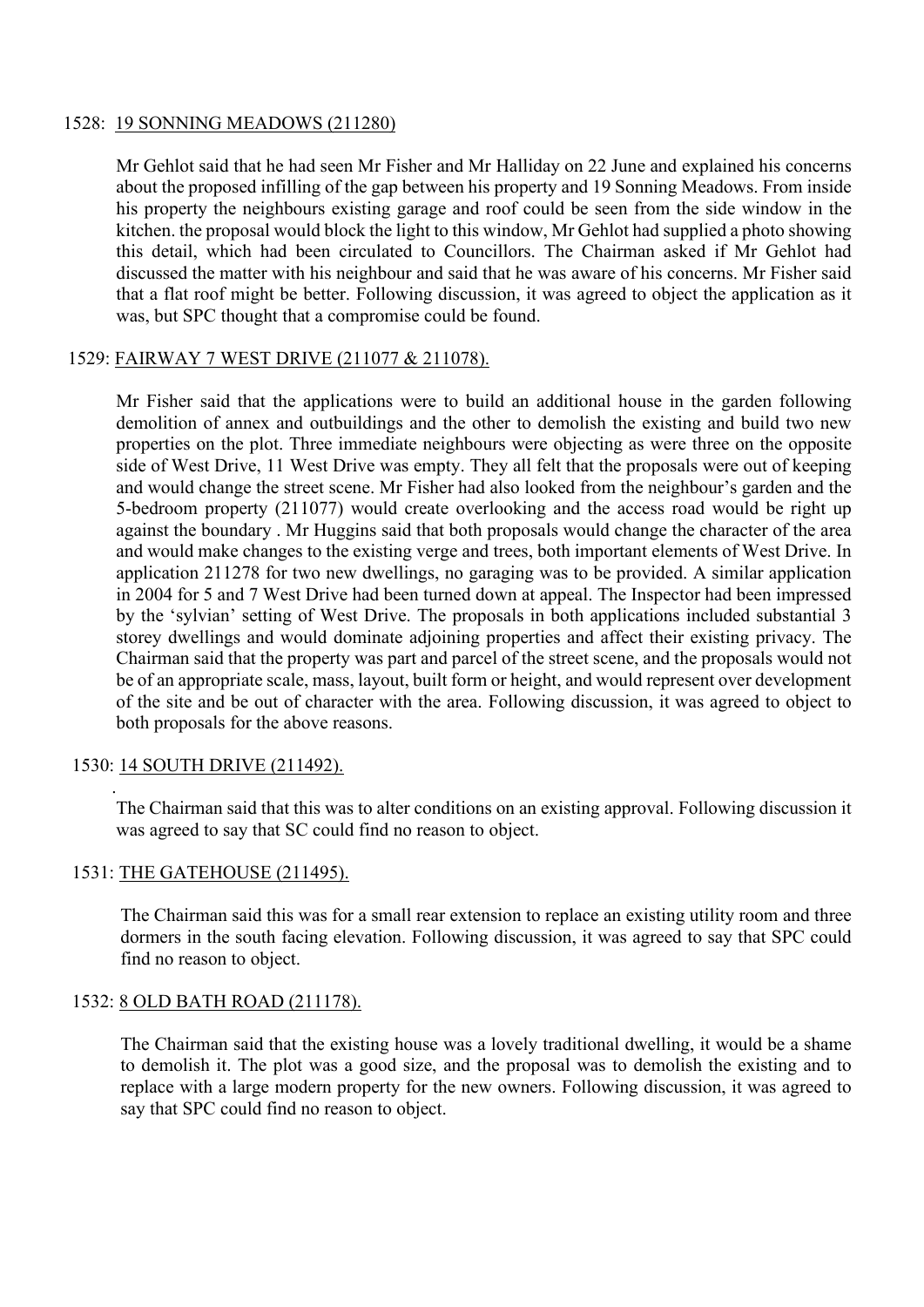1528: <u>19 SONNING MEADOWS (211280)</u>

Mr Gehlot said that he had seen Mr Fisher and Mr Halliday on 22 June and explained his concerns about the proposed infilling of the gap between his property and 19 Sonning Meadows. From inside his property the neighbours existing garage and roof could be seen from the side window in the kitchen. the proposal would block the light to this window, Mr Gehlot had supplied a photo showing this detail, which had been circulated to Councillors. The Chairman asked if Mr Gehlot had discussed the matter with his neighbour and said that he was aware of his concerns. Mr Fisher said that a flat roof might be better. Following discussion, it was agreed to object the application as it was, but SPC thought that a compromise could be found.

1529: <u>FAIRWAY 7 WEST DRIVE (211077 & 211078).</u>

Mr Fisher said that the applications were to build an additional house in the garden following demolition of annex and outbuildings and the other to demolish the existing and build two new properties on the plot. Three immediate neighbours were objecting as were three on the opposite side of West Drive, 11 West Drive was empty. They all felt that the proposals were out of keeping and would change the street scene. Mr Fisher had also looked from the neighbour's garden and the 5-bedroom property (211077) would create overlooking and the access road would be right up against the boundary . Mr Huggins said that both proposals would change the character of the area and would make changes to the existing verge and trees, both important elements of West Drive. In application 211278 for two new dwellings, no garaging was to be provided. A similar application in 2004 for 5 and 7 West Drive had been turned down at appeal. The Inspector had been impressed by the 'sylvian' setting of West Drive. The proposals in both applications included substantial 3 storey dwellings and would dominate adjoining properties and affect their existing privacy. The Chairman said that the property was part and parcel of the street scene, and the proposals would not be of an appropriate scale, mass, layout, built form or height, and would represent over development of the site and be out of character with the area. Following discussion, it was agreed to object to both proposals for the above reasons.

1530: <u>14 SOUTH DRIVE (211492).</u>

The Chairman said that this was to alter conditions on an existing approval. Following discussion it was agreed to say that SC could find no reason to object.

1531: <u>THE GATEHOUSE (211495).</u>

The Chairman said this was for a small rear extension to replace an existing utility room and three dormers in the south facing elevation. Following discussion, it was agreed to say that SPC could find no reason to object.

1532: <u>8 OLD BATH ROAD (211178).</u>

The Chairman said that the existing house was a lovely traditional dwelling, it would be a shame to demolish it. The plot was a good size, and the proposal was to demolish the existing and to replace with a large modern property for the new owners. Following discussion, it was agreed to say that SPC could find no reason to object.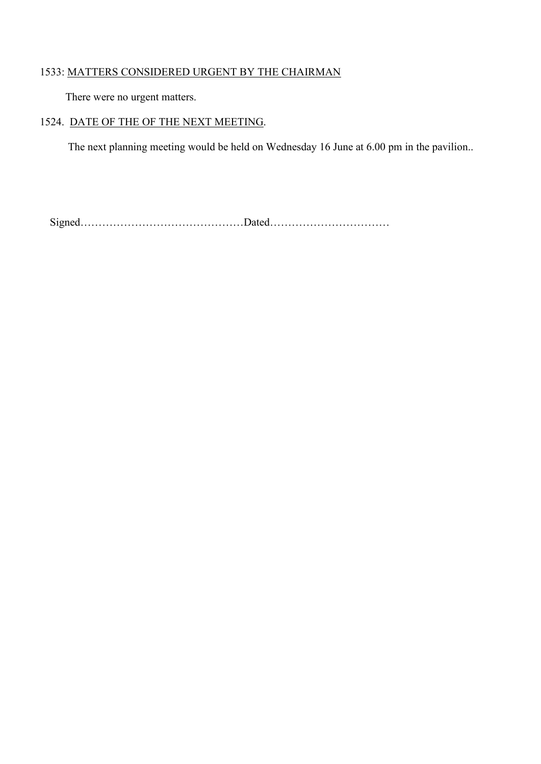1533: <u>MATTERS CONSIDERED URGENT BY THE CHAIRMAN</u>

There were no urgent matters.

1524. <u>DATE OF THE OF THE NEXT MEETING</u>.

The next planning meeting would be held on Wednesday 16 June at 6.00 pm in the pavilion..

Signed………………………………………Dated……………………………